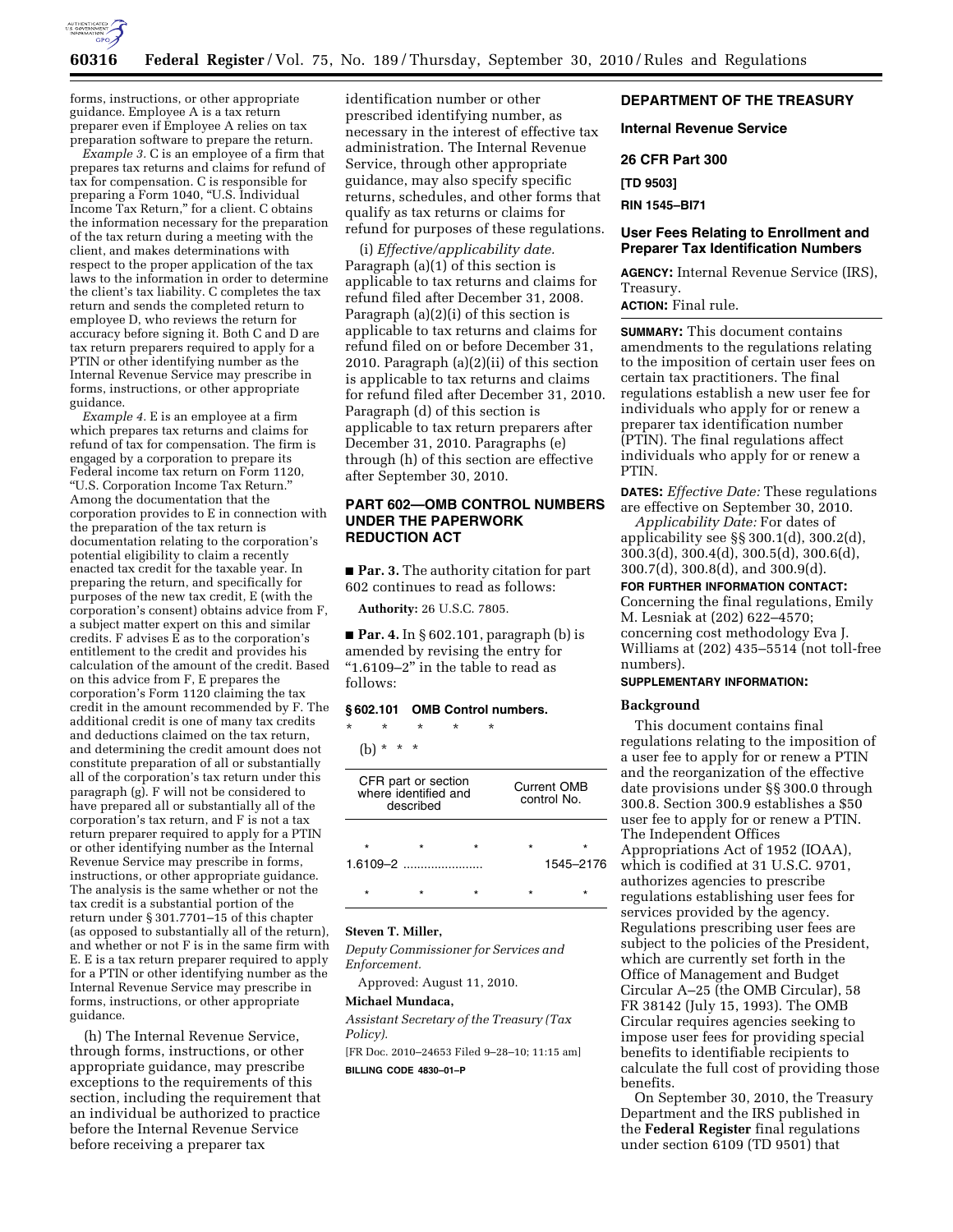forms, instructions, or other appropriate guidance. Employee A is a tax return preparer even if Employee A relies on tax preparation software to prepare the return.

*Example 3.* C is an employee of a firm that prepares tax returns and claims for refund of tax for compensation. C is responsible for preparing a Form 1040, "U.S. Individual Income Tax Return," for a client. C obtains the information necessary for the preparation of the tax return during a meeting with the client, and makes determinations with respect to the proper application of the tax laws to the information in order to determine the client's tax liability. C completes the tax return and sends the completed return to employee D, who reviews the return for accuracy before signing it. Both C and D are tax return preparers required to apply for a PTIN or other identifying number as the Internal Revenue Service may prescribe in forms, instructions, or other appropriate guidance.

*Example 4.* E is an employee at a firm which prepares tax returns and claims for refund of tax for compensation. The firm is engaged by a corporation to prepare its Federal income tax return on Form 1120, "U.S. Corporation Income Tax Return." Among the documentation that the corporation provides to E in connection with the preparation of the tax return is documentation relating to the corporation's potential eligibility to claim a recently enacted tax credit for the taxable year. In preparing the return, and specifically for purposes of the new tax credit, E (with the corporation's consent) obtains advice from F, a subject matter expert on this and similar credits. F advises E as to the corporation's entitlement to the credit and provides his calculation of the amount of the credit. Based on this advice from F, E prepares the corporation's Form 1120 claiming the tax credit in the amount recommended by F. The additional credit is one of many tax credits and deductions claimed on the tax return, and determining the credit amount does not constitute preparation of all or substantially all of the corporation's tax return under this paragraph (g). F will not be considered to have prepared all or substantially all of the corporation's tax return, and F is not a tax return preparer required to apply for a PTIN or other identifying number as the Internal Revenue Service may prescribe in forms, instructions, or other appropriate guidance. The analysis is the same whether or not the tax credit is a substantial portion of the return under § 301.7701–15 of this chapter (as opposed to substantially all of the return), and whether or not F is in the same firm with E. E is a tax return preparer required to apply for a PTIN or other identifying number as the Internal Revenue Service may prescribe in forms, instructions, or other appropriate guidance.

(h) The Internal Revenue Service, through forms, instructions, or other appropriate guidance, may prescribe exceptions to the requirements of this section, including the requirement that an individual be authorized to practice before the Internal Revenue Service before receiving a preparer tax identification number or other prescribed identifying number, as necessary in the interest of effective tax administration. The Internal Revenue Service, through other appropriate guidance, may also specify specific returns, schedules, and other forms that qualify as tax returns or claims for refund for purposes of these regulations.

(i) *Effective/applicability date.* Paragraph (a)(1) of this section is applicable to tax returns and claims for refund filed after December 31, 2008. Paragraph (a)(2)(i) of this section is applicable to tax returns and claims for refund filed on or before December 31, 2010. Paragraph (a)(2)(ii) of this section is applicable to tax returns and claims for refund filed after December 31, 2010. Paragraph (d) of this section is applicable to tax return preparers after December 31, 2010. Paragraphs (e) through (h) of this section are effective after September 30, 2010.

## PART 602—OMB CONTROL NUMBERS UNDER THE PAPERWORK REDUCTION ACT

■ **Par. 3.** The authority citation for part 602 continues to read as follows:

**Authority:** 26 U.S.C. 7805.

■ **Par. 4.** In § 602.101, paragraph (b) is amended by revising the entry for "1.6109–2" in the table to read as follows:

### § 602.101 OMB Control numbers.

\* \* \* \* \*

(b) \* \* \*

| CFR part or section where identified and described | Current OMB control No. |
|---|---|
| \* \* \* | \* \* |
| 1.6109–2 ....................... | 1545–2176 |
| \* \* \* | \* \* |

**Steven T. Miller,**

*Deputy Commissioner for Services and Enforcement.*

Approved: August 11, 2010.

**Michael Mundaca,**

*Assistant Secretary of the Treasury (Tax Policy).*

[FR Doc. 2010–24653 Filed 9–28–10; 11:15 am]

**BILLING CODE 4830–01–P**

## DEPARTMENT OF THE TREASURY

## Internal Revenue Service

## 26 CFR Part 300

**[TD 9503]**

**RIN 1545–BI71**

## User Fees Relating to Enrollment and Preparer Tax Identification Numbers

**AGENCY:** Internal Revenue Service (IRS), Treasury.

**ACTION:** Final rule.

**SUMMARY:** This document contains amendments to the regulations relating to the imposition of certain user fees on certain tax practitioners. The final regulations establish a new user fee for individuals who apply for or renew a preparer tax identification number (PTIN). The final regulations affect individuals who apply for or renew a PTIN.

**DATES:** *Effective Date:* These regulations are effective on September 30, 2010.

*Applicability Date:* For dates of applicability see §§ 300.1(d), 300.2(d), 300.3(d), 300.4(d), 300.5(d), 300.6(d), 300.7(d), 300.8(d), and 300.9(d).

**FOR FURTHER INFORMATION CONTACT:** Concerning the final regulations, Emily M. Lesniak at (202) 622–4570; concerning cost methodology Eva J. Williams at (202) 435–5514 (not toll-free numbers).

**SUPPLEMENTARY INFORMATION:**

### Background

This document contains final regulations relating to the imposition of a user fee to apply for or renew a PTIN and the reorganization of the effective date provisions under §§ 300.0 through 300.8. Section 300.9 establishes a $50 user fee to apply for or renew a PTIN. The Independent Offices Appropriations Act of 1952 (IOAA), which is codified at 31 U.S.C. 9701, authorizes agencies to prescribe regulations establishing user fees for services provided by the agency. Regulations prescribing user fees are subject to the policies of the President, which are currently set forth in the Office of Management and Budget Circular A–25 (the OMB Circular), 58 FR 38142 (July 15, 1993). The OMB Circular requires agencies seeking to impose user fees for providing special benefits to identifiable recipients to calculate the full cost of providing those benefits.

On September 30, 2010, the Treasury Department and the IRS published in the **Federal Register** final regulations under section 6109 (TD 9501) that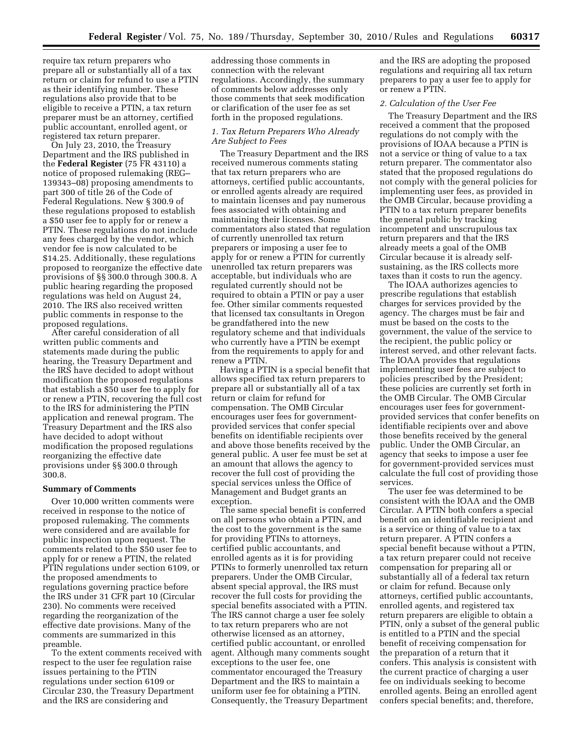require tax return preparers who prepare all or substantially all of a tax return or claim for refund to use a PTIN as their identifying number. These regulations also provide that to be eligible to receive a PTIN, a tax return preparer must be an attorney, certified public accountant, enrolled agent, or registered tax return preparer.

On July 23, 2010, the Treasury Department and the IRS published in the **Federal Register** (75 FR 43110) a notice of proposed rulemaking (REG–139343–08) proposing amendments to part 300 of title 26 of the Code of Federal Regulations. New § 300.9 of these regulations proposed to establish a $50 user fee to apply for or renew a PTIN. These regulations do not include any fees charged by the vendor, which vendor fee is now calculated to be $14.25. Additionally, these regulations proposed to reorganize the effective date provisions of §§ 300.0 through 300.8. A public hearing regarding the proposed regulations was held on August 24, 2010. The IRS also received written public comments in response to the proposed regulations.

After careful consideration of all written public comments and statements made during the public hearing, the Treasury Department and the IRS have decided to adopt without modification the proposed regulations that establish a $50 user fee to apply for or renew a PTIN, recovering the full cost to the IRS for administering the PTIN application and renewal program. The Treasury Department and the IRS also have decided to adopt without modification the proposed regulations reorganizing the effective date provisions under §§ 300.0 through 300.8.

## Summary of Comments

Over 10,000 written comments were received in response to the notice of proposed rulemaking. The comments were considered and are available for public inspection upon request. The comments related to the $50 user fee to apply for or renew a PTIN, the related PTIN regulations under section 6109, or the proposed amendments to regulations governing practice before the IRS under 31 CFR part 10 (Circular 230). No comments were received regarding the reorganization of the effective date provisions. Many of the comments are summarized in this preamble.

To the extent comments received with respect to the user fee regulation raise issues pertaining to the PTIN regulations under section 6109 or Circular 230, the Treasury Department and the IRS are considering and addressing those comments in connection with the relevant regulations. Accordingly, the summary of comments below addresses only those comments that seek modification or clarification of the user fee as set forth in the proposed regulations.

### *1. Tax Return Preparers Who Already Are Subject to Fees*

The Treasury Department and the IRS received numerous comments stating that tax return preparers who are attorneys, certified public accountants, or enrolled agents already are required to maintain licenses and pay numerous fees associated with obtaining and maintaining their licenses. Some commentators also stated that regulation of currently unenrolled tax return preparers or imposing a user fee to apply for or renew a PTIN for currently unenrolled tax return preparers was acceptable, but individuals who are regulated currently should not be required to obtain a PTIN or pay a user fee. Other similar comments requested that licensed tax consultants in Oregon be grandfathered into the new regulatory scheme and that individuals who currently have a PTIN be exempt from the requirements to apply for and renew a PTIN.

Having a PTIN is a special benefit that allows specified tax return preparers to prepare all or substantially all of a tax return or claim for refund for compensation. The OMB Circular encourages user fees for government-provided services that confer special benefits on identifiable recipients over and above those benefits received by the general public. A user fee must be set at an amount that allows the agency to recover the full cost of providing the special services unless the Office of Management and Budget grants an exception.

The same special benefit is conferred on all persons who obtain a PTIN, and the cost to the government is the same for providing PTINs to attorneys, certified public accountants, and enrolled agents as it is for providing PTINs to formerly unenrolled tax return preparers. Under the OMB Circular, absent special approval, the IRS must recover the full costs for providing the special benefits associated with a PTIN. The IRS cannot charge a user fee solely to tax return preparers who are not otherwise licensed as an attorney, certified public accountant, or enrolled agent. Although many comments sought exceptions to the user fee, one commentator encouraged the Treasury Department and the IRS to maintain a uniform user fee for obtaining a PTIN. Consequently, the Treasury Department and the IRS are adopting the proposed regulations and requiring all tax return preparers to pay a user fee to apply for or renew a PTIN.

### *2. Calculation of the User Fee*

The Treasury Department and the IRS received a comment that the proposed regulations do not comply with the provisions of IOAA because a PTIN is not a service or thing of value to a tax return preparer. The commentator also stated that the proposed regulations do not comply with the general policies for implementing user fees, as provided in the OMB Circular, because providing a PTIN to a tax return preparer benefits the general public by tracking incompetent and unscrupulous tax return preparers and that the IRS already meets a goal of the OMB Circular because it is already self-sustaining, as the IRS collects more taxes than it costs to run the agency.

The IOAA authorizes agencies to prescribe regulations that establish charges for services provided by the agency. The charges must be fair and must be based on the costs to the government, the value of the service to the recipient, the public policy or interest served, and other relevant facts. The IOAA provides that regulations implementing user fees are subject to policies prescribed by the President; these policies are currently set forth in the OMB Circular. The OMB Circular encourages user fees for government-provided services that confer benefits on identifiable recipients over and above those benefits received by the general public. Under the OMB Circular, an agency that seeks to impose a user fee for government-provided services must calculate the full cost of providing those services.

The user fee was determined to be consistent with the IOAA and the OMB Circular. A PTIN both confers a special benefit on an identifiable recipient and is a service or thing of value to a tax return preparer. A PTIN confers a special benefit because without a PTIN, a tax return preparer could not receive compensation for preparing all or substantially all of a federal tax return or claim for refund. Because only attorneys, certified public accountants, enrolled agents, and registered tax return preparers are eligible to obtain a PTIN, only a subset of the general public is entitled to a PTIN and the special benefit of receiving compensation for the preparation of a return that it confers. This analysis is consistent with the current practice of charging a user fee on individuals seeking to become enrolled agents. Being an enrolled agent confers special benefits; and, therefore,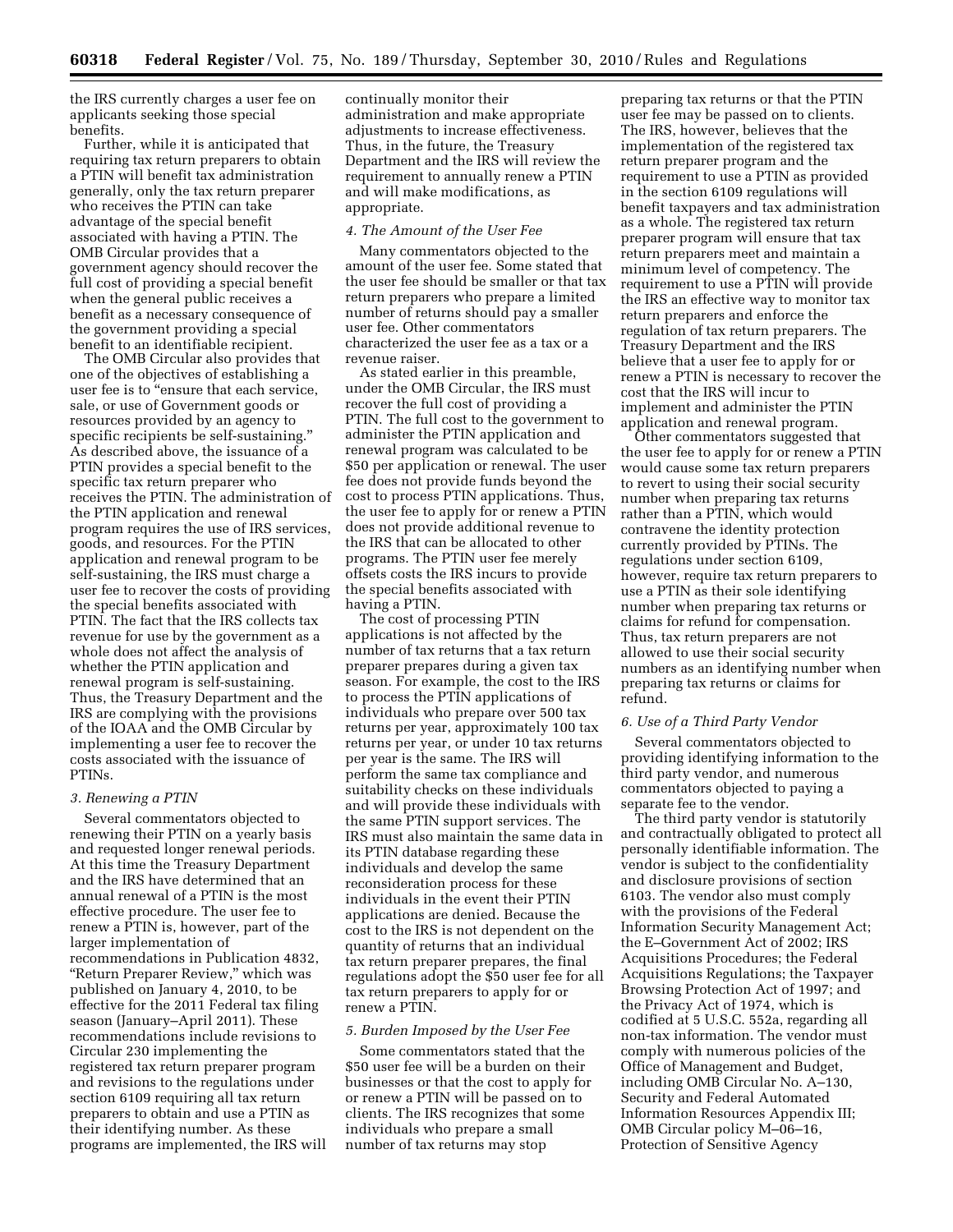the IRS currently charges a user fee on applicants seeking those special benefits.

Further, while it is anticipated that requiring tax return preparers to obtain a PTIN will benefit tax administration generally, only the tax return preparer who receives the PTIN can take advantage of the special benefit associated with having a PTIN. The OMB Circular provides that a government agency should recover the full cost of providing a special benefit when the general public receives a benefit as a necessary consequence of the government providing a special benefit to an identifiable recipient.

The OMB Circular also provides that one of the objectives of establishing a user fee is to "ensure that each service, sale, or use of Government goods or resources provided by an agency to specific recipients be self-sustaining." As described above, the issuance of a PTIN provides a special benefit to the specific tax return preparer who receives the PTIN. The administration of the PTIN application and renewal program requires the use of IRS services, goods, and resources. For the PTIN application and renewal program to be self-sustaining, the IRS must charge a user fee to recover the costs of providing the special benefits associated with PTIN. The fact that the IRS collects tax revenue for use by the government as a whole does not affect the analysis of whether the PTIN application and renewal program is self-sustaining. Thus, the Treasury Department and the IRS are complying with the provisions of the IOAA and the OMB Circular by implementing a user fee to recover the costs associated with the issuance of PTINs.

### *3. Renewing a PTIN*

Several commentators objected to renewing their PTIN on a yearly basis and requested longer renewal periods. At this time the Treasury Department and the IRS have determined that an annual renewal of a PTIN is the most effective procedure. The user fee to renew a PTIN is, however, part of the larger implementation of recommendations in Publication 4832, "Return Preparer Review," which was published on January 4, 2010, to be effective for the 2011 Federal tax filing season (January–April 2011). These recommendations include revisions to Circular 230 implementing the registered tax return preparer program and revisions to the regulations under section 6109 requiring all tax return preparers to obtain and use a PTIN as their identifying number. As these programs are implemented, the IRS will continually monitor their administration and make appropriate adjustments to increase effectiveness. Thus, in the future, the Treasury Department and the IRS will review the requirement to annually renew a PTIN and will make modifications, as appropriate.

### *4. The Amount of the User Fee*

Many commentators objected to the amount of the user fee. Some stated that the user fee should be smaller or that tax return preparers who prepare a limited number of returns should pay a smaller user fee. Other commentators characterized the user fee as a tax or a revenue raiser.

As stated earlier in this preamble, under the OMB Circular, the IRS must recover the full cost of providing a PTIN. The full cost to the government to administer the PTIN application and renewal program was calculated to be $50 per application or renewal. The user fee does not provide funds beyond the cost to process PTIN applications. Thus, the user fee to apply for or renew a PTIN does not provide additional revenue to the IRS that can be allocated to other programs. The PTIN user fee merely offsets costs the IRS incurs to provide the special benefits associated with having a PTIN.

The cost of processing PTIN applications is not affected by the number of tax returns that a tax return preparer prepares during a given tax season. For example, the cost to the IRS to process the PTIN applications of individuals who prepare over 500 tax returns per year, approximately 100 tax returns per year, or under 10 tax returns per year is the same. The IRS will perform the same tax compliance and suitability checks on these individuals and will provide these individuals with the same PTIN support services. The IRS must also maintain the same data in its PTIN database regarding these individuals and develop the same reconsideration process for these individuals in the event their PTIN applications are denied. Because the cost to the IRS is not dependent on the quantity of returns that an individual tax return preparer prepares, the final regulations adopt the $50 user fee for all tax return preparers to apply for or renew a PTIN.

### *5. Burden Imposed by the User Fee*

Some commentators stated that the $50 user fee will be a burden on their businesses or that the cost to apply for or renew a PTIN will be passed on to clients. The IRS recognizes that some individuals who prepare a small number of tax returns may stop preparing tax returns or that the PTIN user fee may be passed on to clients. The IRS, however, believes that the implementation of the registered tax return preparer program and the requirement to use a PTIN as provided in the section 6109 regulations will benefit taxpayers and tax administration as a whole. The registered tax return preparer program will ensure that tax return preparers meet and maintain a minimum level of competency. The requirement to use a PTIN will provide the IRS an effective way to monitor tax return preparers and enforce the regulation of tax return preparers. The Treasury Department and the IRS believe that a user fee to apply for or renew a PTIN is necessary to recover the cost that the IRS will incur to implement and administer the PTIN application and renewal program.

Other commentators suggested that the user fee to apply for or renew a PTIN would cause some tax return preparers to revert to using their social security number when preparing tax returns rather than a PTIN, which would contravene the identity protection currently provided by PTINs. The regulations under section 6109, however, require tax return preparers to use a PTIN as their sole identifying number when preparing tax returns or claims for refund for compensation. Thus, tax return preparers are not allowed to use their social security numbers as an identifying number when preparing tax returns or claims for refund.

### *6. Use of a Third Party Vendor*

Several commentators objected to providing identifying information to the third party vendor, and numerous commentators objected to paying a separate fee to the vendor.

The third party vendor is statutorily and contractually obligated to protect all personally identifiable information. The vendor is subject to the confidentiality and disclosure provisions of section 6103. The vendor also must comply with the provisions of the Federal Information Security Management Act; the E–Government Act of 2002; IRS Acquisitions Procedures; the Federal Acquisitions Regulations; the Taxpayer Browsing Protection Act of 1997; and the Privacy Act of 1974, which is codified at 5 U.S.C. 552a, regarding all non-tax information. The vendor must comply with numerous policies of the Office of Management and Budget, including OMB Circular No. A–130, Security and Federal Automated Information Resources Appendix III; OMB Circular policy M–06–16, Protection of Sensitive Agency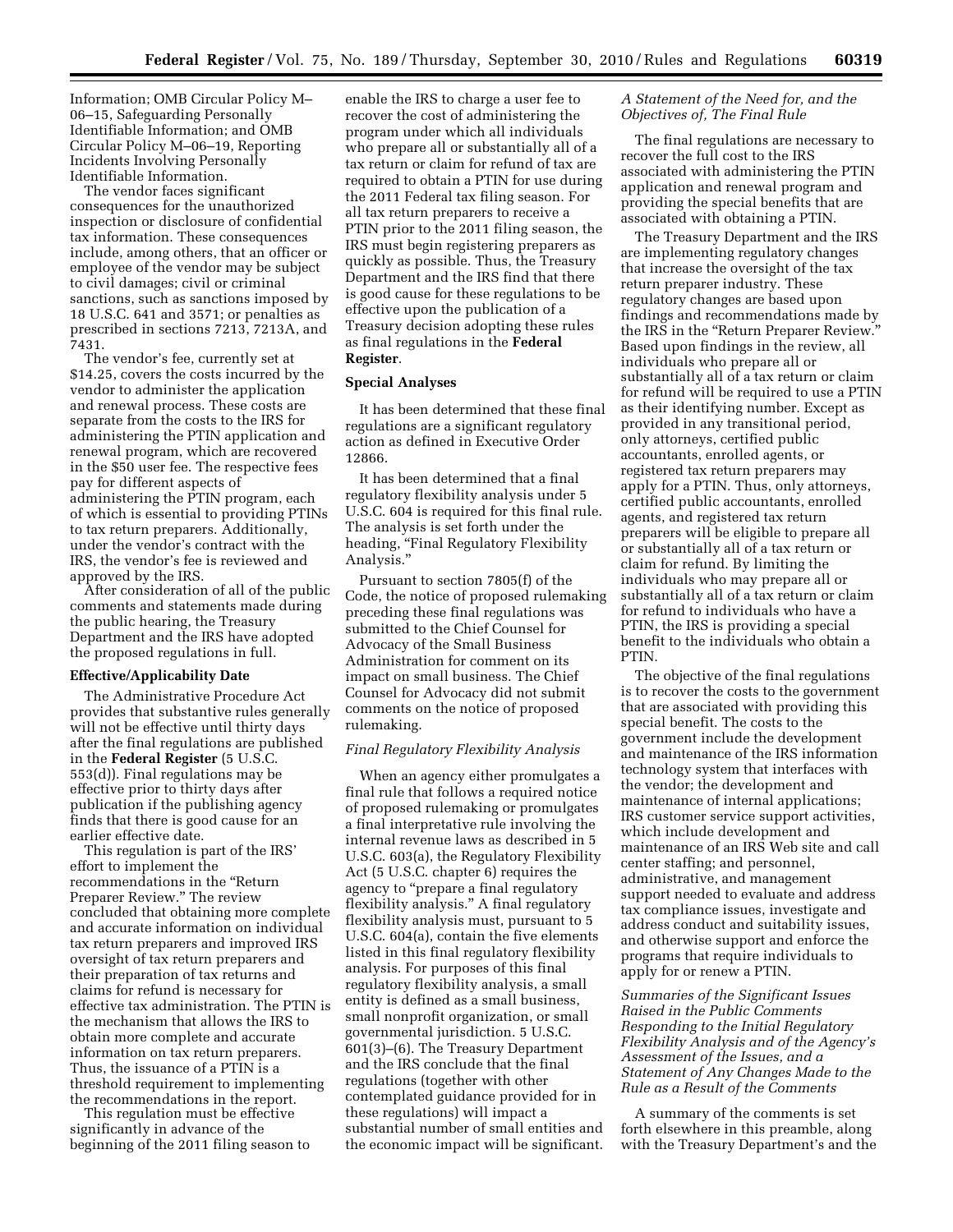Information; OMB Circular Policy M–06–15, Safeguarding Personally Identifiable Information; and OMB Circular Policy M–06–19, Reporting Incidents Involving Personally Identifiable Information.

The vendor faces significant consequences for the unauthorized inspection or disclosure of confidential tax information. These consequences include, among others, that an officer or employee of the vendor may be subject to civil damages; civil or criminal sanctions, such as sanctions imposed by 18 U.S.C. 641 and 3571; or penalties as prescribed in sections 7213, 7213A, and 7431.

The vendor's fee, currently set at $14.25, covers the costs incurred by the vendor to administer the application and renewal process. These costs are separate from the costs to the IRS for administering the PTIN application and renewal program, which are recovered in the $50 user fee. The respective fees pay for different aspects of administering the PTIN program, each of which is essential to providing PTINs to tax return preparers. Additionally, under the vendor's contract with the IRS, the vendor's fee is reviewed and approved by the IRS.

After consideration of all of the public comments and statements made during the public hearing, the Treasury Department and the IRS have adopted the proposed regulations in full.

## Effective/Applicability Date

The Administrative Procedure Act provides that substantive rules generally will not be effective until thirty days after the final regulations are published in the **Federal Register** (5 U.S.C. 553(d)). Final regulations may be effective prior to thirty days after publication if the publishing agency finds that there is good cause for an earlier effective date.

This regulation is part of the IRS' effort to implement the recommendations in the "Return Preparer Review." The review concluded that obtaining more complete and accurate information on individual tax return preparers and improved IRS oversight of tax return preparers and their preparation of tax returns and claims for refund is necessary for effective tax administration. The PTIN is the mechanism that allows the IRS to obtain more complete and accurate information on tax return preparers. Thus, the issuance of a PTIN is a threshold requirement to implementing the recommendations in the report.

This regulation must be effective significantly in advance of the beginning of the 2011 filing season to enable the IRS to charge a user fee to recover the cost of administering the program under which all individuals who prepare all or substantially all of a tax return or claim for refund of tax are required to obtain a PTIN for use during the 2011 Federal tax filing season. For all tax return preparers to receive a PTIN prior to the 2011 filing season, the IRS must begin registering preparers as quickly as possible. Thus, the Treasury Department and the IRS find that there is good cause for these regulations to be effective upon the publication of a Treasury decision adopting these rules as final regulations in the **Federal Register**.

## Special Analyses

It has been determined that these final regulations are a significant regulatory action as defined in Executive Order 12866.

It has been determined that a final regulatory flexibility analysis under 5 U.S.C. 604 is required for this final rule. The analysis is set forth under the heading, "Final Regulatory Flexibility Analysis."

Pursuant to section 7805(f) of the Code, the notice of proposed rulemaking preceding these final regulations was submitted to the Chief Counsel for Advocacy of the Small Business Administration for comment on its impact on small business. The Chief Counsel for Advocacy did not submit comments on the notice of proposed rulemaking.

### *Final Regulatory Flexibility Analysis*

When an agency either promulgates a final rule that follows a required notice of proposed rulemaking or promulgates a final interpretative rule involving the internal revenue laws as described in 5 U.S.C. 603(a), the Regulatory Flexibility Act (5 U.S.C. chapter 6) requires the agency to "prepare a final regulatory flexibility analysis." A final regulatory flexibility analysis must, pursuant to 5 U.S.C. 604(a), contain the five elements listed in this final regulatory flexibility analysis. For purposes of this final regulatory flexibility analysis, a small entity is defined as a small business, small nonprofit organization, or small governmental jurisdiction. 5 U.S.C. 601(3)–(6). The Treasury Department and the IRS conclude that the final regulations (together with other contemplated guidance provided for in these regulations) will impact a substantial number of small entities and the economic impact will be significant.

### *A Statement of the Need for, and the Objectives of, The Final Rule*

The final regulations are necessary to recover the full cost to the IRS associated with administering the PTIN application and renewal program and providing the special benefits that are associated with obtaining a PTIN.

The Treasury Department and the IRS are implementing regulatory changes that increase the oversight of the tax return preparer industry. These regulatory changes are based upon findings and recommendations made by the IRS in the "Return Preparer Review." Based upon findings in the review, all individuals who prepare all or substantially all of a tax return or claim for refund will be required to use a PTIN as their identifying number. Except as provided in any transitional period, only attorneys, certified public accountants, enrolled agents, or registered tax return preparers may apply for a PTIN. Thus, only attorneys, certified public accountants, enrolled agents, and registered tax return preparers will be eligible to prepare all or substantially all of a tax return or claim for refund. By limiting the individuals who may prepare all or substantially all of a tax return or claim for refund to individuals who have a PTIN, the IRS is providing a special benefit to the individuals who obtain a PTIN.

The objective of the final regulations is to recover the costs to the government that are associated with providing this special benefit. The costs to the government include the development and maintenance of the IRS information technology system that interfaces with the vendor; the development and maintenance of internal applications; IRS customer service support activities, which include development and maintenance of an IRS Web site and call center staffing; and personnel, administrative, and management support needed to evaluate and address tax compliance issues, investigate and address conduct and suitability issues, and otherwise support and enforce the programs that require individuals to apply for or renew a PTIN.

### *Summaries of the Significant Issues Raised in the Public Comments Responding to the Initial Regulatory Flexibility Analysis and of the Agency's Assessment of the Issues, and a Statement of Any Changes Made to the Rule as a Result of the Comments*

A summary of the comments is set forth elsewhere in this preamble, along with the Treasury Department's and the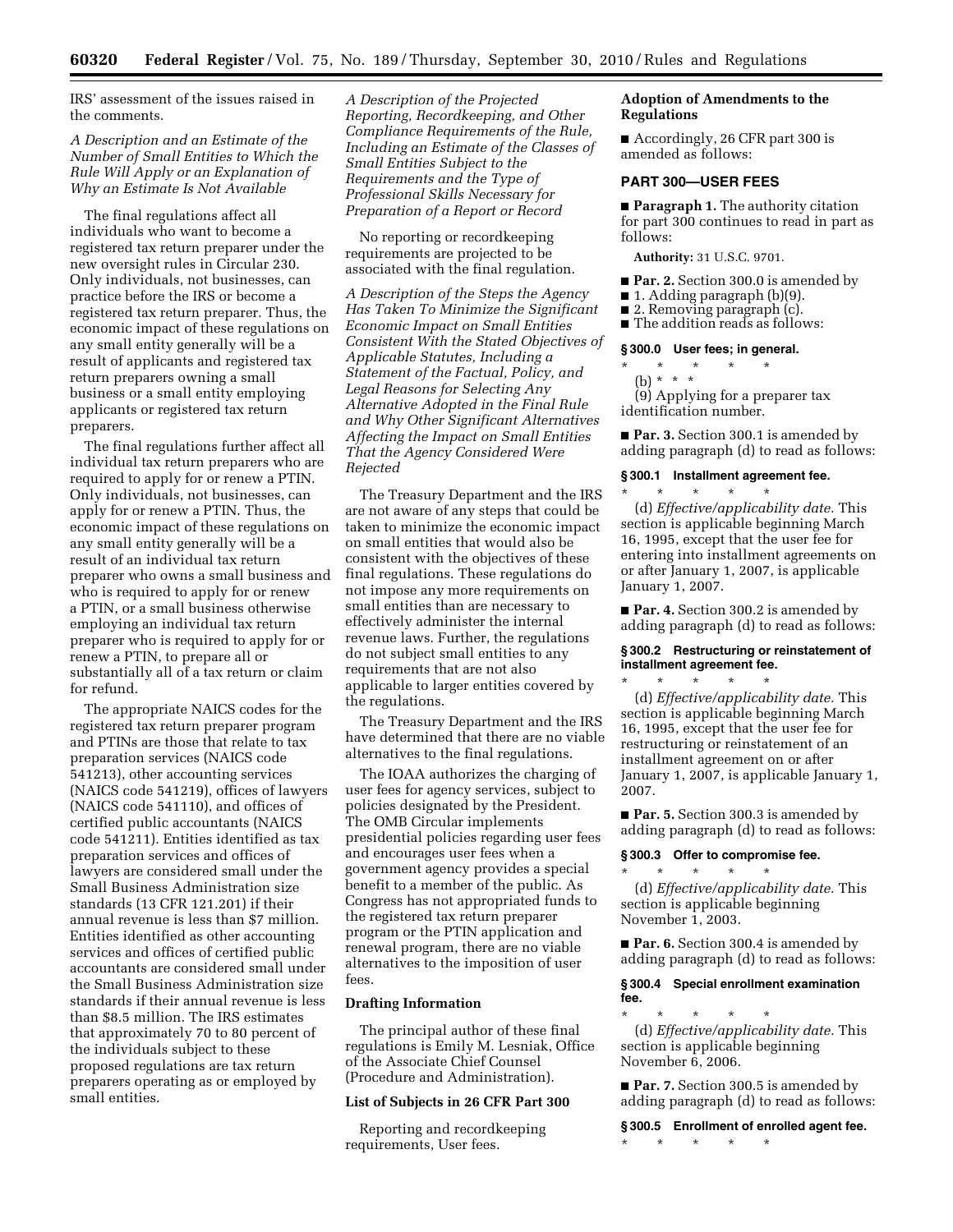IRS' assessment of the issues raised in the comments.

*A Description and an Estimate of the Number of Small Entities to Which the Rule Will Apply or an Explanation of Why an Estimate Is Not Available*

The final regulations affect all individuals who want to become a registered tax return preparer under the new oversight rules in Circular 230. Only individuals, not businesses, can practice before the IRS or become a registered tax return preparer. Thus, the economic impact of these regulations on any small entity generally will be a result of applicants and registered tax return preparers owning a small business or a small entity employing applicants or registered tax return preparers.

The final regulations further affect all individual tax return preparers who are required to apply for or renew a PTIN. Only individuals, not businesses, can apply for or renew a PTIN. Thus, the economic impact of these regulations on any small entity generally will be a result of an individual tax return preparer who owns a small business and who is required to apply for or renew a PTIN, or a small business otherwise employing an individual tax return preparer who is required to apply for or renew a PTIN, to prepare all or substantially all of a tax return or claim for refund.

The appropriate NAICS codes for the registered tax return preparer program and PTINs are those that relate to tax preparation services (NAICS code 541213), other accounting services (NAICS code 541219), offices of lawyers (NAICS code 541110), and offices of certified public accountants (NAICS code 541211). Entities identified as tax preparation services and offices of lawyers are considered small under the Small Business Administration size standards (13 CFR 121.201) if their annual revenue is less than $7 million. Entities identified as other accounting services and offices of certified public accountants are considered small under the Small Business Administration size standards if their annual revenue is less than $8.5 million. The IRS estimates that approximately 70 to 80 percent of the individuals subject to these proposed regulations are tax return preparers operating as or employed by small entities.

*A Description of the Projected Reporting, Recordkeeping, and Other Compliance Requirements of the Rule, Including an Estimate of the Classes of Small Entities Subject to the Requirements and the Type of Professional Skills Necessary for Preparation of a Report or Record*

No reporting or recordkeeping requirements are projected to be associated with the final regulation.

*A Description of the Steps the Agency Has Taken To Minimize the Significant Economic Impact on Small Entities Consistent With the Stated Objectives of Applicable Statutes, Including a Statement of the Factual, Policy, and Legal Reasons for Selecting Any Alternative Adopted in the Final Rule and Why Other Significant Alternatives Affecting the Impact on Small Entities That the Agency Considered Were Rejected*

The Treasury Department and the IRS are not aware of any steps that could be taken to minimize the economic impact on small entities that would also be consistent with the objectives of these final regulations. These regulations do not impose any more requirements on small entities than are necessary to effectively administer the internal revenue laws. Further, the regulations do not subject small entities to any requirements that are not also applicable to larger entities covered by the regulations.

The Treasury Department and the IRS have determined that there are no viable alternatives to the final regulations.

The IOAA authorizes the charging of user fees for agency services, subject to policies designated by the President. The OMB Circular implements presidential policies regarding user fees and encourages user fees when a government agency provides a special benefit to a member of the public. As Congress has not appropriated funds to the registered tax return preparer program or the PTIN application and renewal program, there are no viable alternatives to the imposition of user fees.

**Drafting Information**

The principal author of these final regulations is Emily M. Lesniak, Office of the Associate Chief Counsel (Procedure and Administration).

**List of Subjects in 26 CFR Part 300**

Reporting and recordkeeping requirements, User fees.

**Adoption of Amendments to the Regulations**

■ Accordingly, 26 CFR part 300 is amended as follows:

**PART 300—USER FEES**

■ **Paragraph 1.** The authority citation for part 300 continues to read in part as follows:

**Authority:** 31 U.S.C. 9701.

■ **Par. 2.** Section 300.0 is amended by
■ 1. Adding paragraph (b)(9).
■ 2. Removing paragraph (c).
■ The addition reads as follows:

**§ 300.0 User fees; in general.**

\* \* \* \* \*

(b) \* \* \*

(9) Applying for a preparer tax identification number.

■ **Par. 3.** Section 300.1 is amended by adding paragraph (d) to read as follows:

**§ 300.1 Installment agreement fee.**

\* \* \* \* \*

(d) *Effective/applicability date.* This section is applicable beginning March 16, 1995, except that the user fee for entering into installment agreements on or after January 1, 2007, is applicable January 1, 2007.

■ **Par. 4.** Section 300.2 is amended by adding paragraph (d) to read as follows:

**§ 300.2 Restructuring or reinstatement of installment agreement fee.**

\* \* \* \* \*

(d) *Effective/applicability date.* This section is applicable beginning March 16, 1995, except that the user fee for restructuring or reinstatement of an installment agreement on or after January 1, 2007, is applicable January 1, 2007.

■ **Par. 5.** Section 300.3 is amended by adding paragraph (d) to read as follows:

**§ 300.3 Offer to compromise fee.**

\* \* \* \* \*

(d) *Effective/applicability date.* This section is applicable beginning November 1, 2003.

■ **Par. 6.** Section 300.4 is amended by adding paragraph (d) to read as follows:

**§ 300.4 Special enrollment examination fee.**

\* \* \* \* \*

(d) *Effective/applicability date.* This section is applicable beginning November 6, 2006.

■ **Par. 7.** Section 300.5 is amended by adding paragraph (d) to read as follows:

**§ 300.5 Enrollment of enrolled agent fee.**

\* \* \* \* \*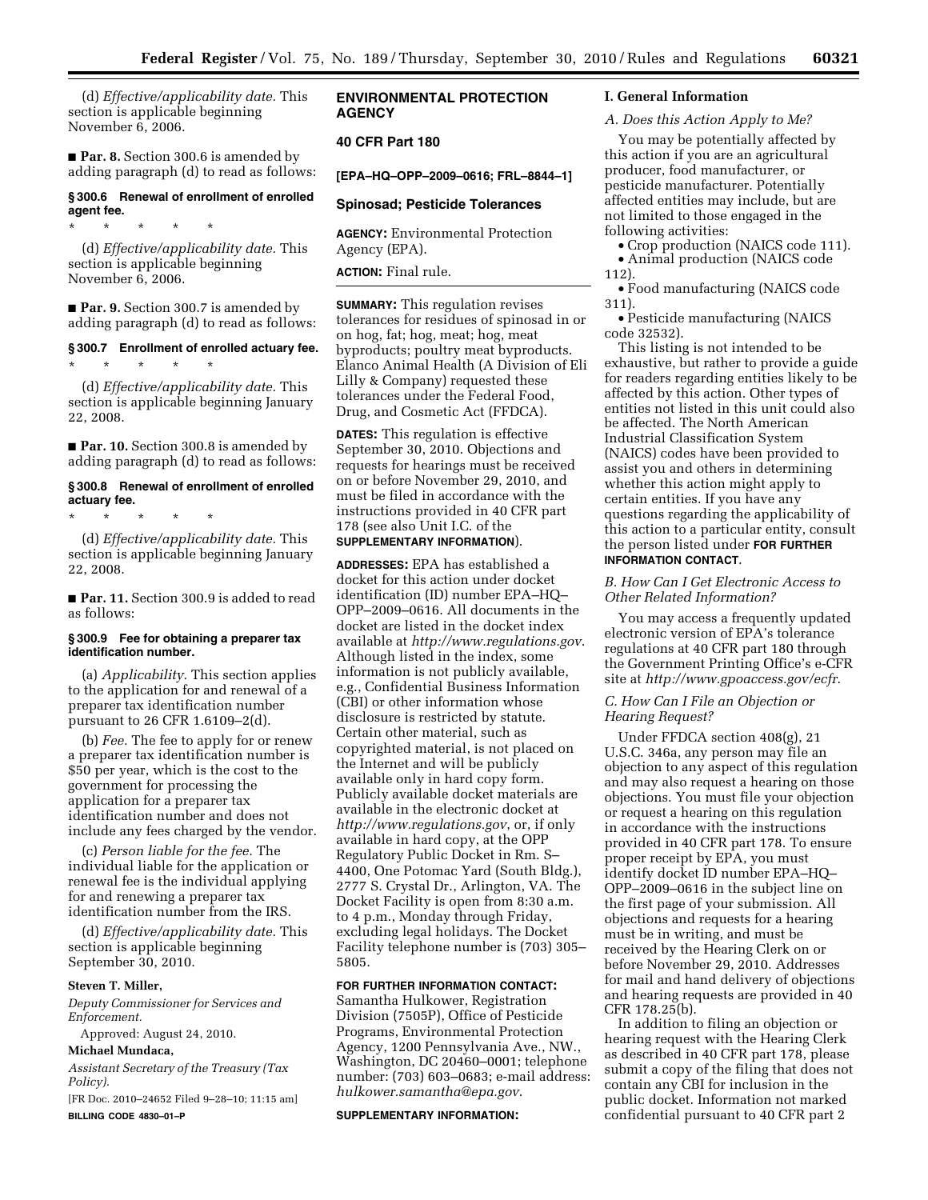(d) *Effective/applicability date.* This section is applicable beginning November 6, 2006.

■ **Par. 8.** Section 300.6 is amended by adding paragraph (d) to read as follows:

#### § 300.6 Renewal of enrollment of enrolled agent fee.

\* \* \* \* \*

(d) *Effective/applicability date.* This section is applicable beginning November 6, 2006.

■ **Par. 9.** Section 300.7 is amended by adding paragraph (d) to read as follows:

#### § 300.7 Enrollment of enrolled actuary fee.

\* \* \* \* \*

(d) *Effective/applicability date.* This section is applicable beginning January 22, 2008.

■ **Par. 10.** Section 300.8 is amended by adding paragraph (d) to read as follows:

#### § 300.8 Renewal of enrollment of enrolled actuary fee.

\* \* \* \* \*

(d) *Effective/applicability date.* This section is applicable beginning January 22, 2008.

■ **Par. 11.** Section 300.9 is added to read as follows:

#### § 300.9 Fee for obtaining a preparer tax identification number.

(a) *Applicability.* This section applies to the application for and renewal of a preparer tax identification number pursuant to 26 CFR 1.6109–2(d).

(b) *Fee.* The fee to apply for or renew a preparer tax identification number is $50 per year, which is the cost to the government for processing the application for a preparer tax identification number and does not include any fees charged by the vendor.

(c) *Person liable for the fee.* The individual liable for the application or renewal fee is the individual applying for and renewing a preparer tax identification number from the IRS.

(d) *Effective/applicability date.* This section is applicable beginning September 30, 2010.

**Steven T. Miller,**

*Deputy Commissioner for Services and Enforcement.*

Approved: August 24, 2010.

**Michael Mundaca,**

*Assistant Secretary of the Treasury (Tax Policy).*

[FR Doc. 2010–24652 Filed 9–28–10; 11:15 am]

**BILLING CODE 4830–01–P**

## ENVIRONMENTAL PROTECTION AGENCY

### 40 CFR Part 180

**[EPA–HQ–OPP–2009–0616; FRL–8844–1]**

### Spinosad; Pesticide Tolerances

**AGENCY:** Environmental Protection Agency (EPA).

**ACTION:** Final rule.

**SUMMARY:** This regulation revises tolerances for residues of spinosad in or on hog, fat; hog, meat; hog, meat byproducts; poultry meat byproducts. Elanco Animal Health (A Division of Eli Lilly & Company) requested these tolerances under the Federal Food, Drug, and Cosmetic Act (FFDCA).

**DATES:** This regulation is effective September 30, 2010. Objections and requests for hearings must be received on or before November 29, 2010, and must be filed in accordance with the instructions provided in 40 CFR part 178 (see also Unit I.C. of the **SUPPLEMENTARY INFORMATION**).

**ADDRESSES:** EPA has established a docket for this action under docket identification (ID) number EPA–HQ–OPP–2009–0616. All documents in the docket are listed in the docket index available at *http://www.regulations.gov*. Although listed in the index, some information is not publicly available, e.g., Confidential Business Information (CBI) or other information whose disclosure is restricted by statute. Certain other material, such as copyrighted material, is not placed on the Internet and will be publicly available only in hard copy form. Publicly available docket materials are available in the electronic docket at *http://www.regulations.gov*, or, if only available in hard copy, at the OPP Regulatory Public Docket in Rm. S–4400, One Potomac Yard (South Bldg.), 2777 S. Crystal Dr., Arlington, VA. The Docket Facility is open from 8:30 a.m. to 4 p.m., Monday through Friday, excluding legal holidays. The Docket Facility telephone number is (703) 305–5805.

**FOR FURTHER INFORMATION CONTACT:** Samantha Hulkower, Registration Division (7505P), Office of Pesticide Programs, Environmental Protection Agency, 1200 Pennsylvania Ave., NW., Washington, DC 20460–0001; telephone number: (703) 603–0683; e-mail address: *hulkower.samantha@epa.gov*.

**SUPPLEMENTARY INFORMATION:**

### I. General Information

*A. Does this Action Apply to Me?*

You may be potentially affected by this action if you are an agricultural producer, food manufacturer, or pesticide manufacturer. Potentially affected entities may include, but are not limited to those engaged in the following activities:

- Crop production (NAICS code 111).
- Animal production (NAICS code 112).
- Food manufacturing (NAICS code 311).
- Pesticide manufacturing (NAICS code 32532).

This listing is not intended to be exhaustive, but rather to provide a guide for readers regarding entities likely to be affected by this action. Other types of entities not listed in this unit could also be affected. The North American Industrial Classification System (NAICS) codes have been provided to assist you and others in determining whether this action might apply to certain entities. If you have any questions regarding the applicability of this action to a particular entity, consult the person listed under **FOR FURTHER INFORMATION CONTACT**.

*B. How Can I Get Electronic Access to Other Related Information?*

You may access a frequently updated electronic version of EPA's tolerance regulations at 40 CFR part 180 through the Government Printing Office's e-CFR site at *http://www.gpoaccess.gov/ecfr*.

*C. How Can I File an Objection or Hearing Request?*

Under FFDCA section 408(g), 21 U.S.C. 346a, any person may file an objection to any aspect of this regulation and may also request a hearing on those objections. You must file your objection or request a hearing on this regulation in accordance with the instructions provided in 40 CFR part 178. To ensure proper receipt by EPA, you must identify docket ID number EPA–HQ–OPP–2009–0616 in the subject line on the first page of your submission. All objections and requests for a hearing must be in writing, and must be received by the Hearing Clerk on or before November 29, 2010. Addresses for mail and hand delivery of objections and hearing requests are provided in 40 CFR 178.25(b).

In addition to filing an objection or hearing request with the Hearing Clerk as described in 40 CFR part 178, please submit a copy of the filing that does not contain any CBI for inclusion in the public docket. Information not marked confidential pursuant to 40 CFR part 2